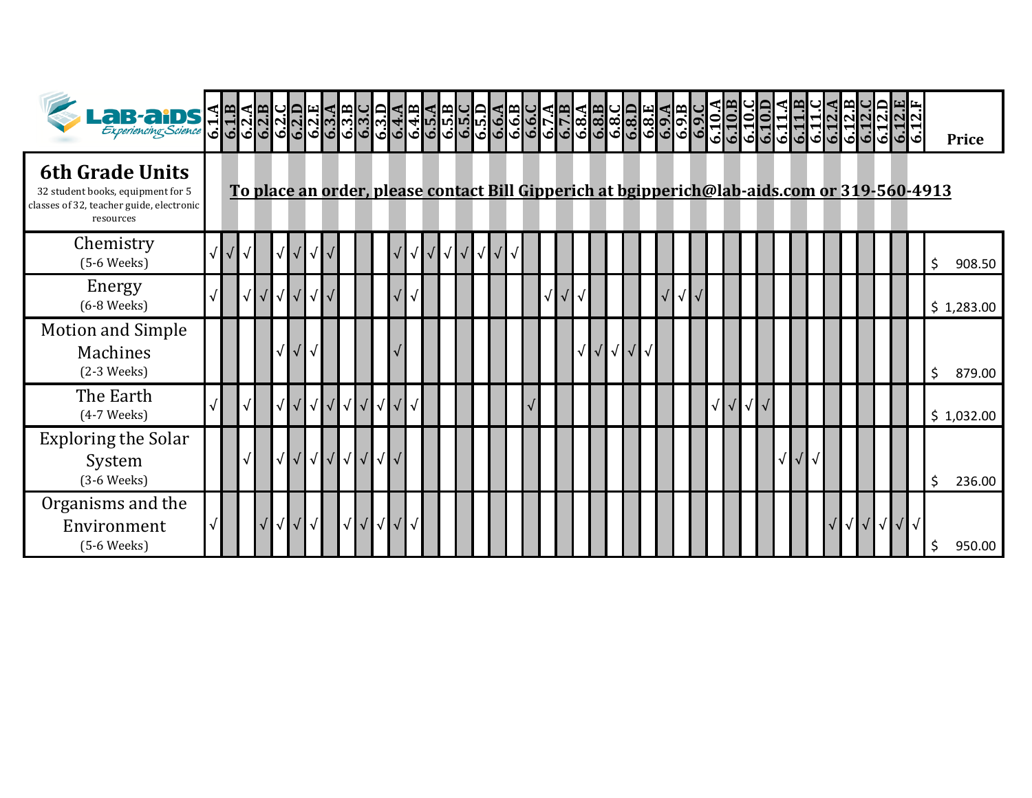| LAB-AIDS Experiencing Science | 6.1.A | 6.1.B | 6.2.A | 6.2.B | 6.2.C | 6.2.D | 6.2.E | 6.3.A | 6.3.B | 6.3.C | 6.3.D | 6.4.A | 6.4.B | 6.5.A | 6.5.B | 6.5.C | 6.5.D | 6.6.A | 6.6.B | 6.6.C | 6.7.A | 6.7.B | 6.8.A | 6.8.B | 6.8.C | 6.8.D | 6.8.E | 6.9.A | 6.9.B | 6.9.C | 6.10.A | 6.10.B | 6.10.C | 6.10.D | 6.11.A | 6.11.B | 6.11.C | 6.12.A | 6.12.B | 6.12.C | 6.12.D | 6.12.E | 6.12.F | Price |
|---|---|---|---|---|---|---|---|---|---|---|---|---|---|---|---|---|---|---|---|---|---|---|---|---|---|---|---|---|---|---|---|---|---|---|---|---|---|---|---|---|---|---|---|---|
| **6th Grade Units** 32 student books, equipment for 5 classes of 32, teacher guide, electronic resources | **To place an order, please contact Bill Gipperich at bgipperich@lab-aids.com or 319-560-4913** | | | | | | | | | | | | | | | | | | | | | | | | | | | | | | | | | | | | | | | | | | | |
| Chemistry (5-6 Weeks) | √ | √ | √ | | √ | √ | √ | √ | | | | √ | √ | √ | √ | √ | √ | √ | √ | | | | | | | | | | | | | | | | | | | | | | | | | $ 908.50 |
| Energy (6-8 Weeks) | √ | | √ | √ | √ | √ | √ | √ | | | | √ | √ | | | | | | | | √ | √ | √ | | | | | √ | √ | √ | | | | | | | | | | | | | | $ 1,283.00 |
| Motion and Simple Machines (2-3 Weeks) | | | | | √ | √ | √ | | | | | √ | | | | | | | | | | | √ | √ | √ | √ | √ | | | | | | | | | | | | | | | | | $ 879.00 |
| The Earth (4-7 Weeks) | √ | | √ | | √ | √ | √ | √ | √ | √ | √ | √ | √ | | | | | | | √ | | | | | | | | | | | √ | √ | √ | √ | | | | | | | | | | $ 1,032.00 |
| Exploring the Solar System (3-6 Weeks) | | | √ | | √ | √ | √ | √ | √ | √ | √ | √ | | | | | | | | | | | | | | | | | | | | | | | √ | √ | √ | | | | | | | $ 236.00 |
| Organisms and the Environment (5-6 Weeks) | √ | | | √ | √ | √ | √ | | √ | √ | √ | √ | √ | | | | | | | | | | | | | | | | | | | | | | | | | √ | √ | √ | √ | √ | √ | $ 950.00 |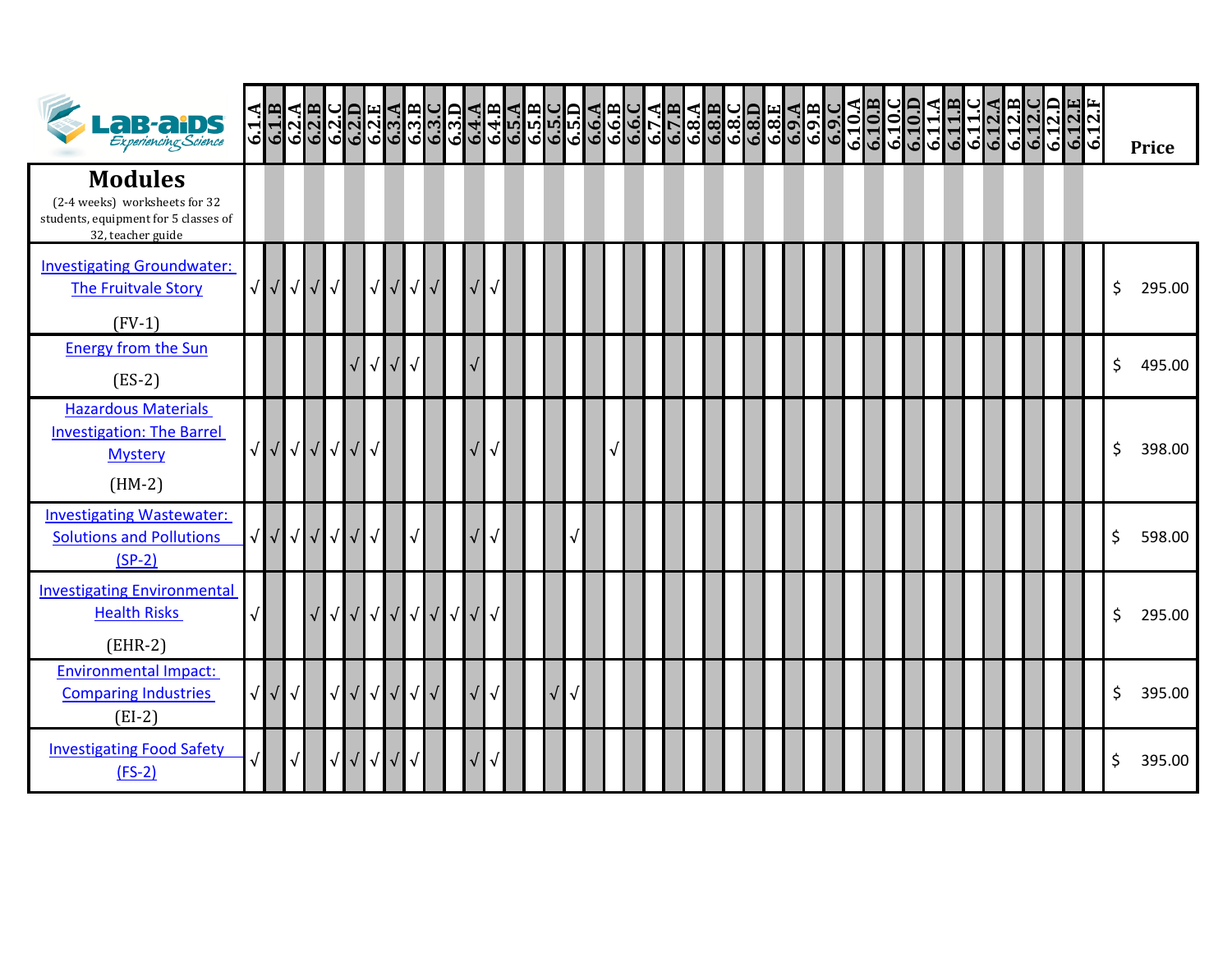| LAB-AIDS Experiencing Science | 6.1.A | 6.1.B | 6.2.A | 6.2.B | 6.2.C | 6.2.D | 6.2.E | 6.3.A | 6.3.B | 6.3.C | 6.3.D | 6.4.A | 6.4.B | 6.5.A | 6.5.B | 6.5.C | 6.5.D | 6.6.A | 6.6.B | 6.6.C | 6.7.A | 6.7.B | 6.8.A | 6.8.B | 6.8.C | 6.8.D | 6.8.E | 6.9.A | 6.9.B | 6.9.C | 6.10.A | 6.10.B | 6.10.C | 6.10.D | 6.11.A | 6.11.B | 6.11.C | 6.12.A | 6.12.B | 6.12.C | 6.12.D | 6.12.E | 6.12.F | Price |
|---|---|---|---|---|---|---|---|---|---|---|---|---|---|---|---|---|---|---|---|---|---|---|---|---|---|---|---|---|---|---|---|---|---|---|---|---|---|---|---|---|---|---|---|---|
| **Modules** (2-4 weeks) worksheets for 32 students, equipment for 5 classes of 32, teacher guide | | | | | | | | | | | | | | | | | | | | | | | | | | | | | | | | | | | | | | | | | | | | |
| Investigating Groundwater: The Fruitvale Story (FV-1) | √ | √ | √ | √ | √ | | √ | √ | √ | √ | | √ | √ | | | | | | | | | | | | | | | | | | | | | | | | | | | | | | | $ 295.00 |
| Energy from the Sun (ES-2) | | | | | | √ | √ | √ | √ | | | √ | | | | | | | | | | | | | | | | | | | | | | | | | | | | | | | | $ 495.00 |
| Hazardous Materials Investigation: The Barrel Mystery (HM-2) | √ | √ | √ | √ | √ | √ | √ | | | | | √ | √ | | | | | | √ | | | | | | | | | | | | | | | | | | | | | | | | | $ 398.00 |
| Investigating Wastewater: Solutions and Pollutions (SP-2) | √ | √ | √ | √ | √ | √ | √ | | √ | | | √ | √ | | | | √ | | | | | | | | | | | | | | | | | | | | | | | | | | | $ 598.00 |
| Investigating Environmental Health Risks (EHR-2) | √ | | | √ | √ | √ | √ | √ | √ | √ | √ | √ | √ | | | | | | | | | | | | | | | | | | | | | | | | | | | | | | | $ 295.00 |
| Environmental Impact: Comparing Industries (EI-2) | √ | √ | √ | | √ | √ | √ | √ | √ | √ | | √ | √ | | | √ | √ | | | | | | | | | | | | | | | | | | | | | | | | | | | $ 395.00 |
| Investigating Food Safety (FS-2) | √ | | √ | | √ | √ | √ | √ | √ | | | √ | √ | | | | | | | | | | | | | | | | | | | | | | | | | | | | | | | $ 395.00 |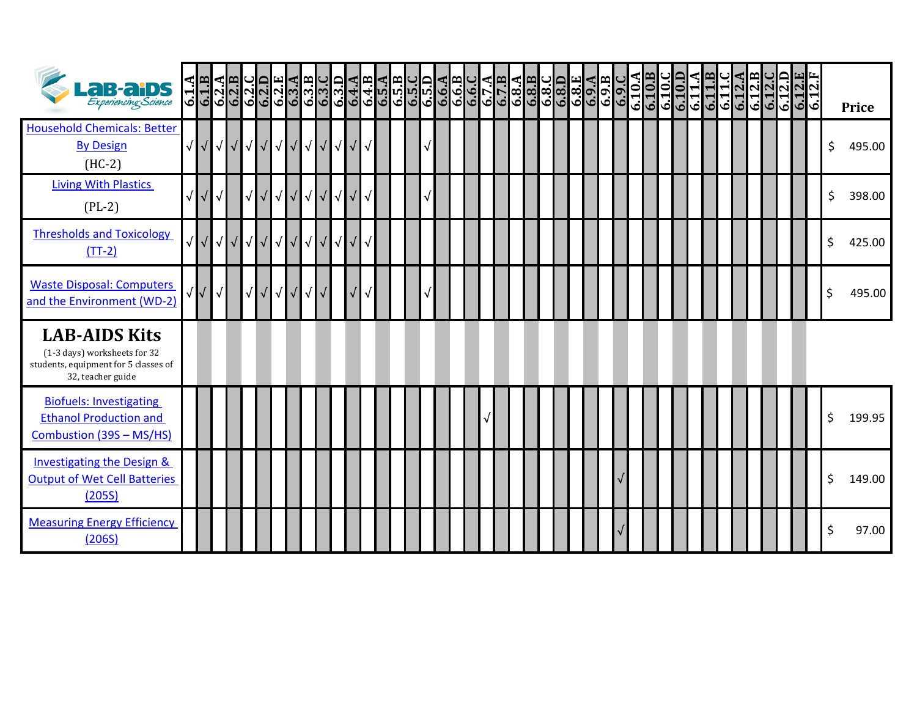| LAB-AIDS Experiencing Science | 6.1.A | 6.1.B | 6.2.A | 6.2.B | 6.2.C | 6.2.D | 6.2.E | 6.3.A | 6.3.B | 6.3.C | 6.3.D | 6.4.A | 6.4.B | 6.5.A | 6.5.B | 6.5.C | 6.5.D | 6.6.A | 6.6.B | 6.6.C | 6.7.A | 6.7.B | 6.8.A | 6.8.B | 6.8.C | 6.8.D | 6.8.E | 6.9.A | 6.9.B | 6.9.C | 6.10.A | 6.10.B | 6.10.C | 6.10.D | 6.11.A | 6.11.B | 6.11.C | 6.12.A | 6.12.B | 6.12.C | 6.12.D | 6.12.E | 6.12.F | Price |
|---|---|---|---|---|---|---|---|---|---|---|---|---|---|---|---|---|---|---|---|---|---|---|---|---|---|---|---|---|---|---|---|---|---|---|---|---|---|---|---|---|---|---|---|---|
| Household Chemicals: Better By Design (HC-2) | √ | √ | √ | √ | √ | √ | √ | √ | √ | √ | √ | √ | √ | | | | √ | | | | | | | | | | | | | | | | | | | | | | | | | | | $ 495.00 |
| Living With Plastics (PL-2) | √ | √ | √ | | √ | √ | √ | √ | √ | √ | √ | √ | √ | | | | √ | | | | | | | | | | | | | | | | | | | | | | | | | | | $ 398.00 |
| Thresholds and Toxicology (TT-2) | √ | √ | √ | √ | √ | √ | √ | √ | √ | √ | √ | √ | √ | | | | | | | | | | | | | | | | | | | | | | | | | | | | | | | $ 425.00 |
| Waste Disposal: Computers and the Environment (WD-2) | √ | √ | √ | | √ | √ | √ | √ | √ | √ | | √ | √ | | | | √ | | | | | | | | | | | | | | | | | | | | | | | | | | | $ 495.00 |
| **LAB-AIDS Kits** (1-3 days) worksheets for 32 students, equipment for 5 classes of 32, teacher guide | | | | | | | | | | | | | | | | | | | | | | | | | | | | | | | | | | | | | | | | | | | | |
| Biofuels: Investigating Ethanol Production and Combustion (39S – MS/HS) | | | | | | | | | | | | | | | | | | | | | √ | | | | | | | | | | | | | | | | | | | | | | | $ 199.95 |
| Investigating the Design & Output of Wet Cell Batteries (205S) | | | | | | | | | | | | | | | | | | | | | | | | | | | | | | √ | | | | | | | | | | | | | | $ 149.00 |
| Measuring Energy Efficiency (206S) | | | | | | | | | | | | | | | | | | | | | | | | | | | | | | √ | | | | | | | | | | | | | | $ 97.00 |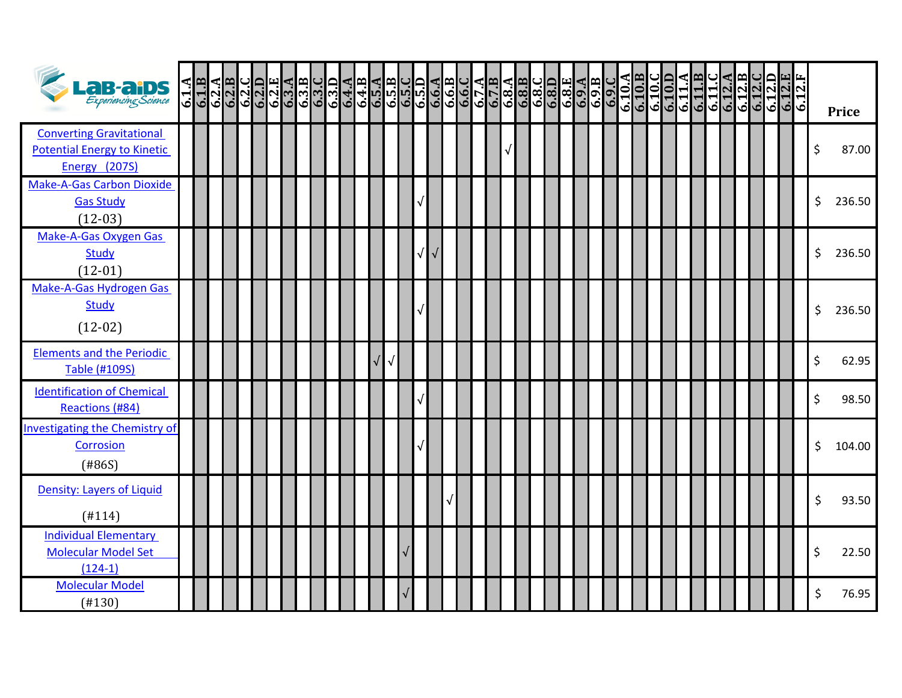| LAB-AIDS Experiencing Science | 6.1.A | 6.1.B | 6.2.A | 6.2.B | 6.2.C | 6.2.D | 6.2.E | 6.3.A | 6.3.B | 6.3.C | 6.3.D | 6.4.A | 6.4.B | 6.5.A | 6.5.B | 6.5.C | 6.5.D | 6.6.A | 6.6.B | 6.6.C | 6.7.A | 6.7.B | 6.8.A | 6.8.B | 6.8.C | 6.8.D | 6.8.E | 6.9.A | 6.9.B | 6.9.C | 6.10.A | 6.10.B | 6.10.C | 6.10.D | 6.11.A | 6.11.B | 6.11.C | 6.12.A | 6.12.B | 6.12.C | 6.12.D | 6.12.E | 6.12.F | Price |
|---|---|---|---|---|---|---|---|---|---|---|---|---|---|---|---|---|---|---|---|---|---|---|---|---|---|---|---|---|---|---|---|---|---|---|---|---|---|---|---|---|---|---|---|---|
| Converting Gravitational Potential Energy to Kinetic Energy (207S) | | | | | | | | | | | | | | | | | | | | | | | √ | | | | | | | | | | | | | | | | | | | | | $ 87.00 |
| Make-A-Gas Carbon Dioxide Gas Study (12-03) | | | | | | | | | | | | | | | | | √ | | | | | | | | | | | | | | | | | | | | | | | | | | | $ 236.50 |
| Make-A-Gas Oxygen Gas Study (12-01) | | | | | | | | | | | | | | | | | √ | √ | | | | | | | | | | | | | | | | | | | | | | | | | | $ 236.50 |
| Make-A-Gas Hydrogen Gas Study (12-02) | | | | | | | | | | | | | | | | | √ | | | | | | | | | | | | | | | | | | | | | | | | | | | $ 236.50 |
| Elements and the Periodic Table (#109S) | | | | | | | | | | | | | | √ | √ | | | | | | | | | | | | | | | | | | | | | | | | | | | | | $ 62.95 |
| Identification of Chemical Reactions (#84) | | | | | | | | | | | | | | | | | √ | | | | | | | | | | | | | | | | | | | | | | | | | | | $ 98.50 |
| Investigating the Chemistry of Corrosion (#86S) | | | | | | | | | | | | | | | | | √ | | | | | | | | | | | | | | | | | | | | | | | | | | | $ 104.00 |
| Density: Layers of Liquid (#114) | | | | | | | | | | | | | | | | | | | √ | | | | | | | | | | | | | | | | | | | | | | | | | $ 93.50 |
| Individual Elementary Molecular Model Set (124-1) | | | | | | | | | | | | | | | | √ | | | | | | | | | | | | | | | | | | | | | | | | | | | | $ 22.50 |
| Molecular Model (#130) | | | | | | | | | | | | | | | | √ | | | | | | | | | | | | | | | | | | | | | | | | | | | | $ 76.95 |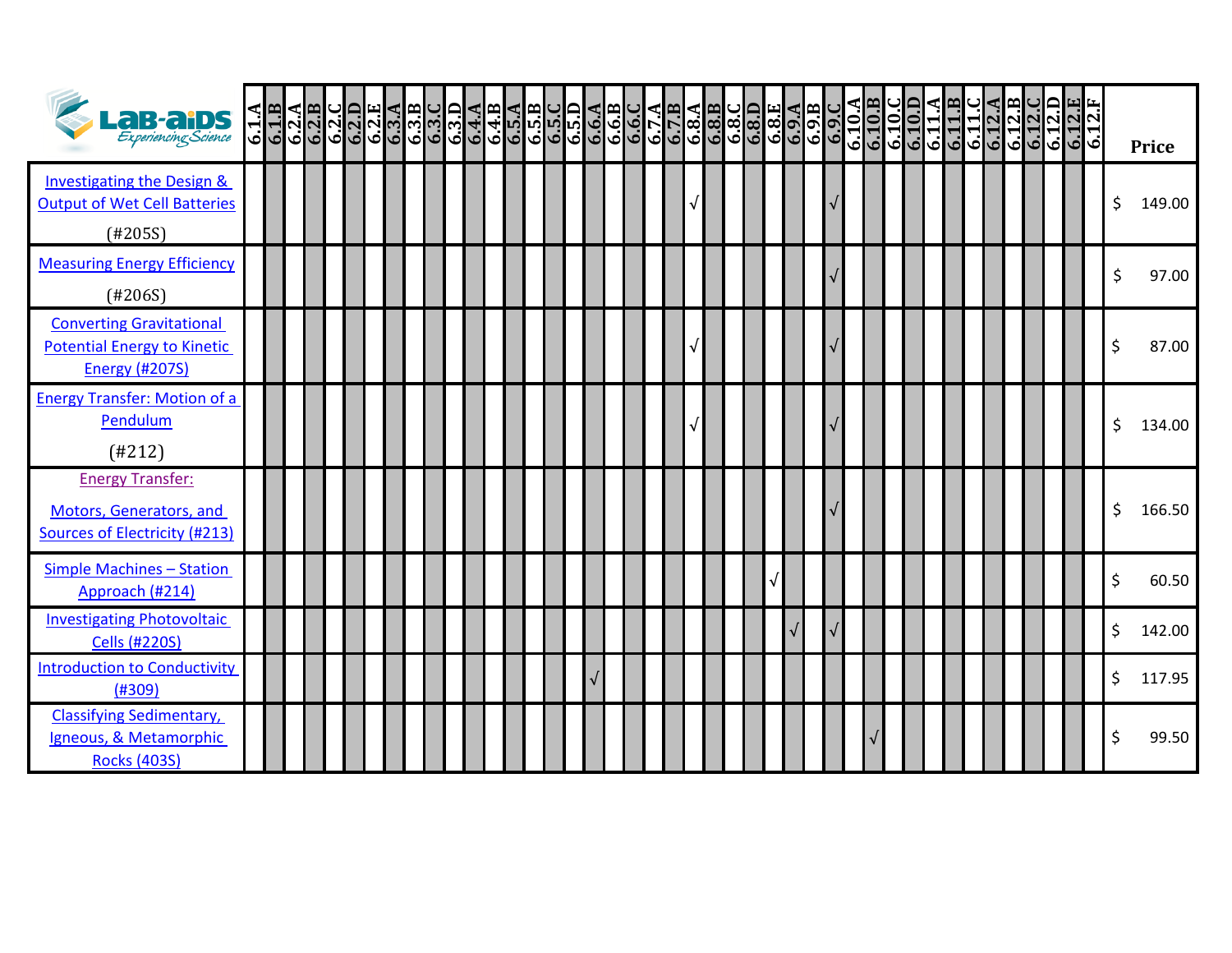| LAB-AIDS Experiencing Science | 6.1.A | 6.1.B | 6.2.A | 6.2.B | 6.2.C | 6.2.D | 6.2.E | 6.3.A | 6.3.B | 6.3.C | 6.3.D | 6.4.A | 6.4.B | 6.5.A | 6.5.B | 6.5.C | 6.5.D | 6.6.A | 6.6.B | 6.6.C | 6.7.A | 6.7.B | 6.8.A | 6.8.B | 6.8.C | 6.8.D | 6.8.E | 6.9.A | 6.9.B | 6.9.C | 6.10.A | 6.10.B | 6.10.C | 6.10.D | 6.11.A | 6.11.B | 6.11.C | 6.12.A | 6.12.B | 6.12.C | 6.12.D | 6.12.E | 6.12.F | Price |
|---|---|---|---|---|---|---|---|---|---|---|---|---|---|---|---|---|---|---|---|---|---|---|---|---|---|---|---|---|---|---|---|---|---|---|---|---|---|---|---|---|---|---|---|---|
| Investigating the Design & Output of Wet Cell Batteries (#205S) | | | | | | | | | | | | | | | | | | | | | | | √ | | | | | | | √ | | | | | | | | | | | | | | $ 149.00 |
| Measuring Energy Efficiency (#206S) | | | | | | | | | | | | | | | | | | | | | | | | | | | | | | √ | | | | | | | | | | | | | | $ 97.00 |
| Converting Gravitational Potential Energy to Kinetic Energy (#207S) | | | | | | | | | | | | | | | | | | | | | | | √ | | | | | | | √ | | | | | | | | | | | | | | $ 87.00 |
| Energy Transfer: Motion of a Pendulum (#212) | | | | | | | | | | | | | | | | | | | | | | | √ | | | | | | | √ | | | | | | | | | | | | | | $ 134.00 |
| Energy Transfer: Motors, Generators, and Sources of Electricity (#213) | | | | | | | | | | | | | | | | | | | | | | | | | | | | | | √ | | | | | | | | | | | | | | $ 166.50 |
| Simple Machines – Station Approach (#214) | | | | | | | | | | | | | | | | | | | | | | | | | | | √ | | | | | | | | | | | | | | | | | $ 60.50 |
| Investigating Photovoltaic Cells (#220S) | | | | | | | | | | | | | | | | | | | | | | | | | | | | √ | | √ | | | | | | | | | | | | | | $ 142.00 |
| Introduction to Conductivity (#309) | | | | | | | | | | | | | | | | | | √ | | | | | | | | | | | | | | | | | | | | | | | | | | $ 117.95 |
| Classifying Sedimentary, Igneous, & Metamorphic Rocks (403S) | | | | | | | | | | | | | | | | | | | | | | | | | | | | | | | | √ | | | | | | | | | | | | $ 99.50 |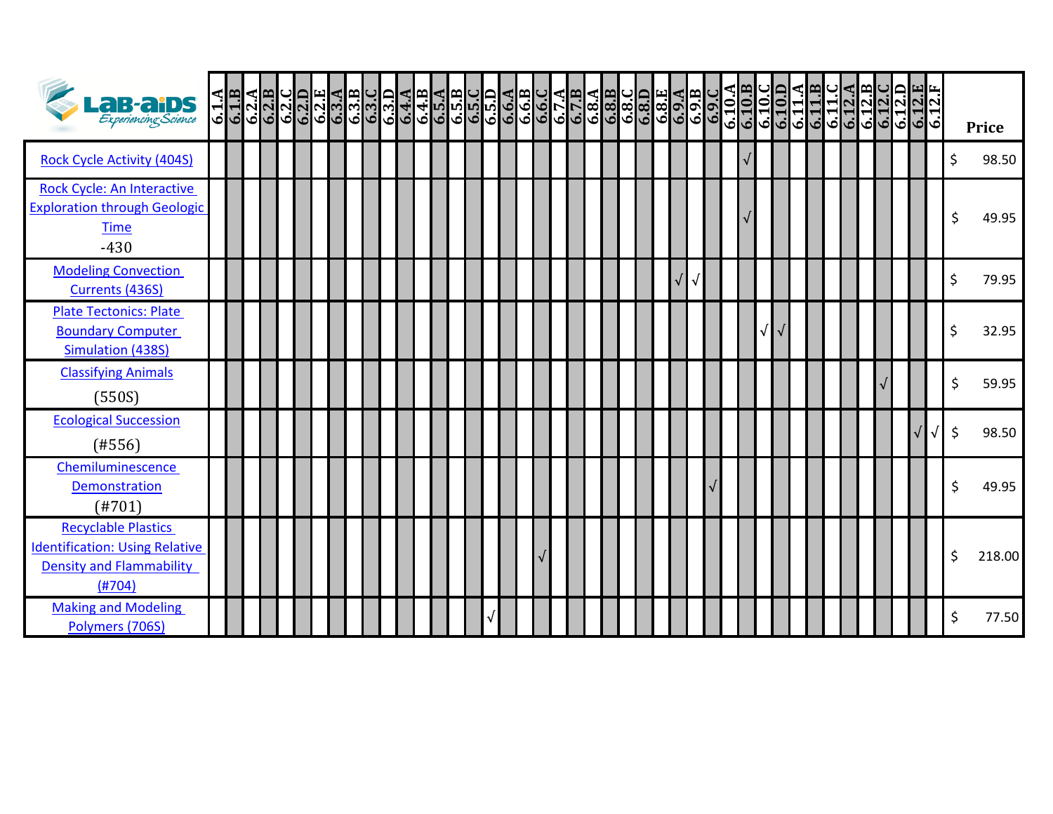| LAB-AIDS Experiencing Science | 6.1.A | 6.1.B | 6.2.A | 6.2.B | 6.2.C | 6.2.D | 6.2.E | 6.3.A | 6.3.B | 6.3.C | 6.3.D | 6.4.A | 6.4.B | 6.5.A | 6.5.B | 6.5.C | 6.5.D | 6.6.A | 6.6.B | 6.6.C | 6.7.A | 6.7.B | 6.8.A | 6.8.B | 6.8.C | 6.8.D | 6.8.E | 6.9.A | 6.9.B | 6.9.C | 6.10.A | 6.10.B | 6.10.C | 6.10.D | 6.11.A | 6.11.B | 6.11.C | 6.12.A | 6.12.B | 6.12.C | 6.12.D | 6.12.E | 6.12.F | Price |
|---|---|---|---|---|---|---|---|---|---|---|---|---|---|---|---|---|---|---|---|---|---|---|---|---|---|---|---|---|---|---|---|---|---|---|---|---|---|---|---|---|---|---|---|---|
| Rock Cycle Activity (404S) | | | | | | | | | | | | | | | | | | | | | | | | | | | | | | | | √ | | | | | | | | | | | | $ 98.50 |
| Rock Cycle: An Interactive Exploration through Geologic Time -430 | | | | | | | | | | | | | | | | | | | | | | | | | | | | | | | | √ | | | | | | | | | | | | $ 49.95 |
| Modeling Convection Currents (436S) | | | | | | | | | | | | | | | | | | | | | | | | | | | | √ | √ | | | | | | | | | | | | | | | $ 79.95 |
| Plate Tectonics: Plate Boundary Computer Simulation (438S) | | | | | | | | | | | | | | | | | | | | | | | | | | | | | | | | | √ | √ | | | | | | | | | | $ 32.95 |
| Classifying Animals (550S) | | | | | | | | | | | | | | | | | | | | | | | | | | | | | | | | | | | | | | | | √ | | | | $ 59.95 |
| Ecological Succession (#556) | | | | | | | | | | | | | | | | | | | | | | | | | | | | | | | | | | | | | | | | | | √ | √ | $ 98.50 |
| Chemiluminescence Demonstration (#701) | | | | | | | | | | | | | | | | | | | | | | | | | | | | | | √ | | | | | | | | | | | | | | $ 49.95 |
| Recyclable Plastics Identification: Using Relative Density and Flammability (#704) | | | | | | | | | | | | | | | | | | | | √ | | | | | | | | | | | | | | | | | | | | | | | | $ 218.00 |
| Making and Modeling Polymers (706S) | | | | | | | | | | | | | | | | | √ | | | | | | | | | | | | | | | | | | | | | | | | | | | $ 77.50 |